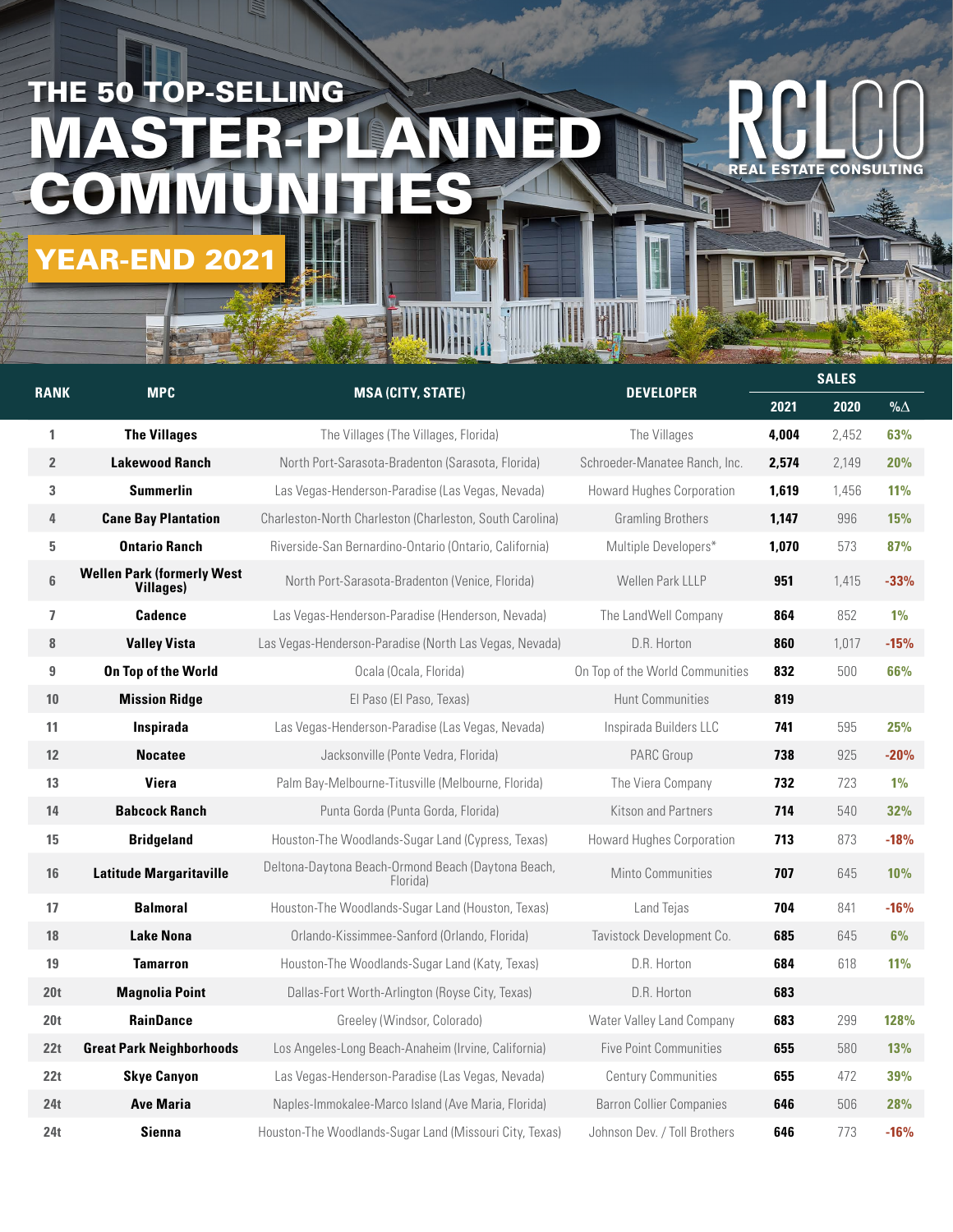# THE 50 TOP-SELLING MASTER-PLANNED COMMUNITIES

## YEAR-END 2021

RCLCO REAL ESTATE CONSULTING

| RANK | MPC | MSA (CITY, STATE) | DEVELOPER | SALES | | |
|---|---|---|---|---|---|---|
| | | | | 2021 | 2020 | %∆ |
| 1 | The Villages | The Villages (The Villages, Florida) | The Villages | 4,004 | 2,452 | 63% |
| 2 | Lakewood Ranch | North Port-Sarasota-Bradenton (Sarasota, Florida) | Schroeder-Manatee Ranch, Inc. | 2,574 | 2,149 | 20% |
| 3 | Summerlin | Las Vegas-Henderson-Paradise (Las Vegas, Nevada) | Howard Hughes Corporation | 1,619 | 1,456 | 11% |
| 4 | Cane Bay Plantation | Charleston-North Charleston (Charleston, South Carolina) | Gramling Brothers | 1,147 | 996 | 15% |
| 5 | Ontario Ranch | Riverside-San Bernardino-Ontario (Ontario, California) | Multiple Developers* | 1,070 | 573 | 87% |
| 6 | Wellen Park (formerly West Villages) | North Port-Sarasota-Bradenton (Venice, Florida) | Wellen Park LLLP | 951 | 1,415 | -33% |
| 7 | Cadence | Las Vegas-Henderson-Paradise (Henderson, Nevada) | The LandWell Company | 864 | 852 | 1% |
| 8 | Valley Vista | Las Vegas-Henderson-Paradise (North Las Vegas, Nevada) | D.R. Horton | 860 | 1,017 | -15% |
| 9 | On Top of the World | Ocala (Ocala, Florida) | On Top of the World Communities | 832 | 500 | 66% |
| 10 | Mission Ridge | El Paso (El Paso, Texas) | Hunt Communities | 819 | | |
| 11 | Inspirada | Las Vegas-Henderson-Paradise (Las Vegas, Nevada) | Inspirada Builders LLC | 741 | 595 | 25% |
| 12 | Nocatee | Jacksonville (Ponte Vedra, Florida) | PARC Group | 738 | 925 | -20% |
| 13 | Viera | Palm Bay-Melbourne-Titusville (Melbourne, Florida) | The Viera Company | 732 | 723 | 1% |
| 14 | Babcock Ranch | Punta Gorda (Punta Gorda, Florida) | Kitson and Partners | 714 | 540 | 32% |
| 15 | Bridgeland | Houston-The Woodlands-Sugar Land (Cypress, Texas) | Howard Hughes Corporation | 713 | 873 | -18% |
| 16 | Latitude Margaritaville | Deltona-Daytona Beach-Ormond Beach (Daytona Beach, Florida) | Minto Communities | 707 | 645 | 10% |
| 17 | Balmoral | Houston-The Woodlands-Sugar Land (Houston, Texas) | Land Tejas | 704 | 841 | -16% |
| 18 | Lake Nona | Orlando-Kissimmee-Sanford (Orlando, Florida) | Tavistock Development Co. | 685 | 645 | 6% |
| 19 | Tamarron | Houston-The Woodlands-Sugar Land (Katy, Texas) | D.R. Horton | 684 | 618 | 11% |
| 20t | Magnolia Point | Dallas-Fort Worth-Arlington (Royse City, Texas) | D.R. Horton | 683 | | |
| 20t | RainDance | Greeley (Windsor, Colorado) | Water Valley Land Company | 683 | 299 | 128% |
| 22t | Great Park Neighborhoods | Los Angeles-Long Beach-Anaheim (Irvine, California) | Five Point Communities | 655 | 580 | 13% |
| 22t | Skye Canyon | Las Vegas-Henderson-Paradise (Las Vegas, Nevada) | Century Communities | 655 | 472 | 39% |
| 24t | Ave Maria | Naples-Immokalee-Marco Island (Ave Maria, Florida) | Barron Collier Companies | 646 | 506 | 28% |
| 24t | Sienna | Houston-The Woodlands-Sugar Land (Missouri City, Texas) | Johnson Dev. / Toll Brothers | 646 | 773 | -16% |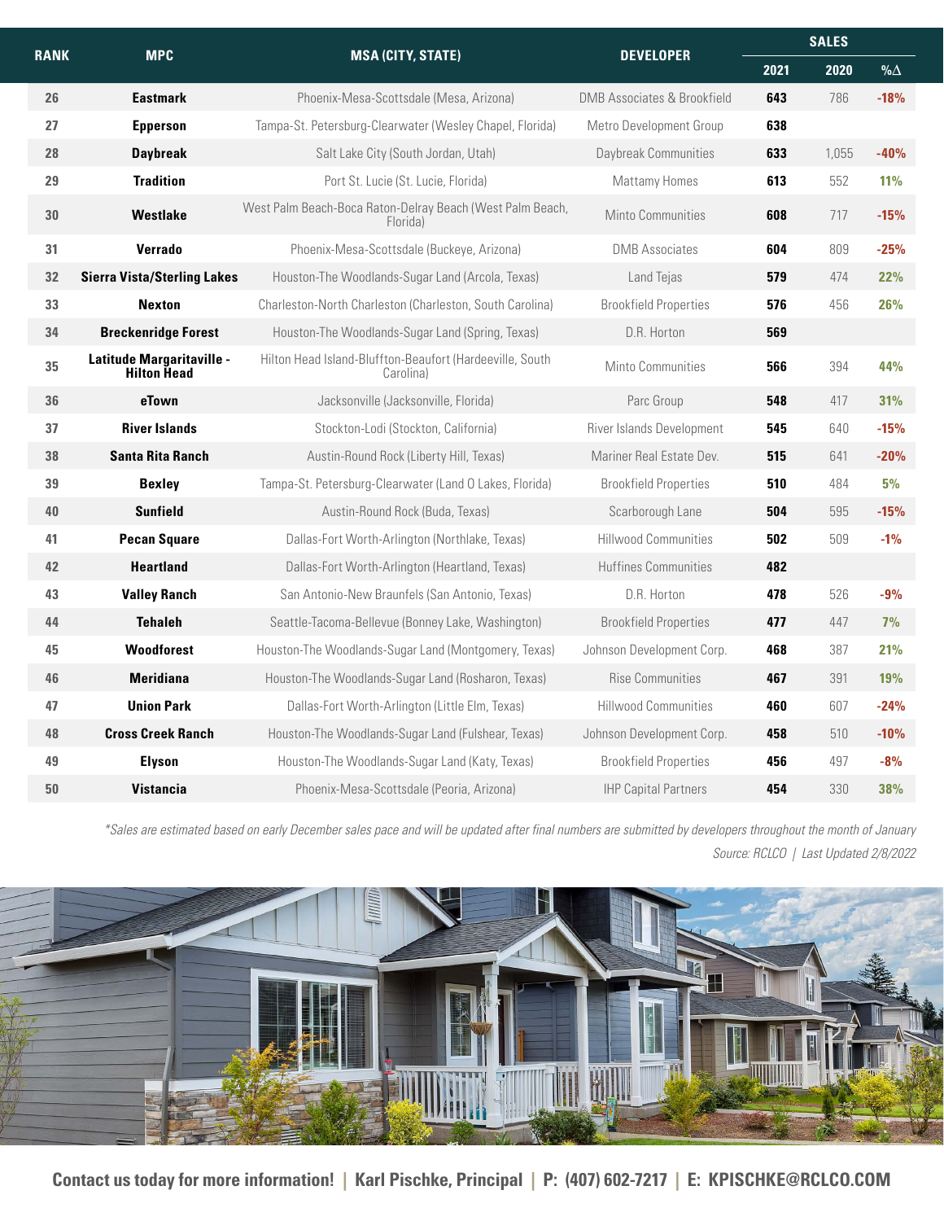| RANK | MPC | MSA (CITY, STATE) | DEVELOPER | SALES | | |
|---|---|---|---|---|---|---|
| | | | | 2021 | 2020 | %Δ |
| 26 | **Eastmark** | Phoenix-Mesa-Scottsdale (Mesa, Arizona) | DMB Associates & Brookfield | **643** | 786 | **-18%** |
| 27 | **Epperson** | Tampa-St. Petersburg-Clearwater (Wesley Chapel, Florida) | Metro Development Group | **638** | | |
| 28 | **Daybreak** | Salt Lake City (South Jordan, Utah) | Daybreak Communities | **633** | 1,055 | **-40%** |
| 29 | **Tradition** | Port St. Lucie (St. Lucie, Florida) | Mattamy Homes | **613** | 552 | **11%** |
| 30 | **Westlake** | West Palm Beach-Boca Raton-Delray Beach (West Palm Beach, Florida) | Minto Communities | **608** | 717 | **-15%** |
| 31 | **Verrado** | Phoenix-Mesa-Scottsdale (Buckeye, Arizona) | DMB Associates | **604** | 809 | **-25%** |
| 32 | **Sierra Vista/Sterling Lakes** | Houston-The Woodlands-Sugar Land (Arcola, Texas) | Land Tejas | **579** | 474 | **22%** |
| 33 | **Nexton** | Charleston-North Charleston (Charleston, South Carolina) | Brookfield Properties | **576** | 456 | **26%** |
| 34 | **Breckenridge Forest** | Houston-The Woodlands-Sugar Land (Spring, Texas) | D.R. Horton | **569** | | |
| 35 | **Latitude Margaritaville - Hilton Head** | Hilton Head Island-Bluffton-Beaufort (Hardeeville, South Carolina) | Minto Communities | **566** | 394 | **44%** |
| 36 | **eTown** | Jacksonville (Jacksonville, Florida) | Parc Group | **548** | 417 | **31%** |
| 37 | **River Islands** | Stockton-Lodi (Stockton, California) | River Islands Development | **545** | 640 | **-15%** |
| 38 | **Santa Rita Ranch** | Austin-Round Rock (Liberty Hill, Texas) | Mariner Real Estate Dev. | **515** | 641 | **-20%** |
| 39 | **Bexley** | Tampa-St. Petersburg-Clearwater (Land O Lakes, Florida) | Brookfield Properties | **510** | 484 | **5%** |
| 40 | **Sunfield** | Austin-Round Rock (Buda, Texas) | Scarborough Lane | **504** | 595 | **-15%** |
| 41 | **Pecan Square** | Dallas-Fort Worth-Arlington (Northlake, Texas) | Hillwood Communities | **502** | 509 | **-1%** |
| 42 | **Heartland** | Dallas-Fort Worth-Arlington (Heartland, Texas) | Huffines Communities | **482** | | |
| 43 | **Valley Ranch** | San Antonio-New Braunfels (San Antonio, Texas) | D.R. Horton | **478** | 526 | **-9%** |
| 44 | **Tehaleh** | Seattle-Tacoma-Bellevue (Bonney Lake, Washington) | Brookfield Properties | **477** | 447 | **7%** |
| 45 | **Woodforest** | Houston-The Woodlands-Sugar Land (Montgomery, Texas) | Johnson Development Corp. | **468** | 387 | **21%** |
| 46 | **Meridiana** | Houston-The Woodlands-Sugar Land (Rosharon, Texas) | Rise Communities | **467** | 391 | **19%** |
| 47 | **Union Park** | Dallas-Fort Worth-Arlington (Little Elm, Texas) | Hillwood Communities | **460** | 607 | **-24%** |
| 48 | **Cross Creek Ranch** | Houston-The Woodlands-Sugar Land (Fulshear, Texas) | Johnson Development Corp. | **458** | 510 | **-10%** |
| 49 | **Elyson** | Houston-The Woodlands-Sugar Land (Katy, Texas) | Brookfield Properties | **456** | 497 | **-8%** |
| 50 | **Vistancia** | Phoenix-Mesa-Scottsdale (Peoria, Arizona) | IHP Capital Partners | **454** | 330 | **38%** |

*\*Sales are estimated based on early December sales pace and will be updated after final numbers are submitted by developers throughout the month of January*

*Source: RCLCO | Last Updated 2/8/2022*

**Contact us today for more information! | Karl Pischke, Principal | P: (407) 602-7217 | E: KPISCHKE@RCLCO.COM**